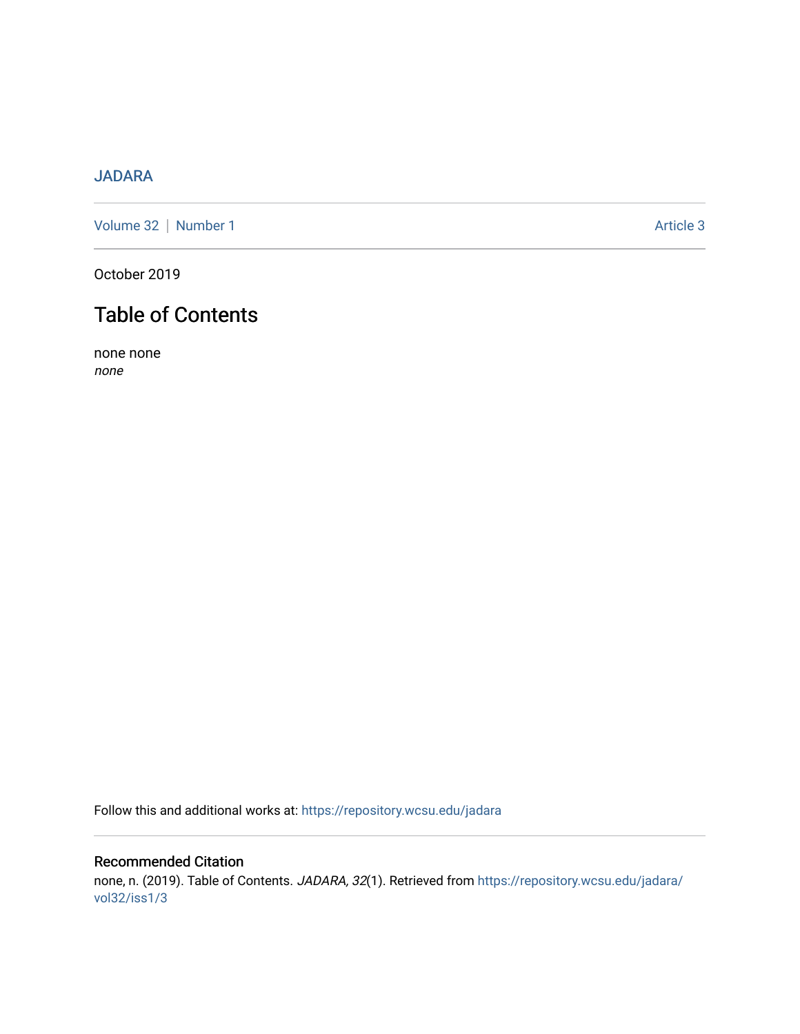JADARA

Volume 32 | Number 1 Article 3

October 2019

# Table of Contents

none none
*none*

Follow this and additional works at: https://repository.wcsu.edu/jadara

## Recommended Citation

none, n. (2019). Table of Contents. *JADARA, 32*(1). Retrieved from https://repository.wcsu.edu/jadara/vol32/iss1/3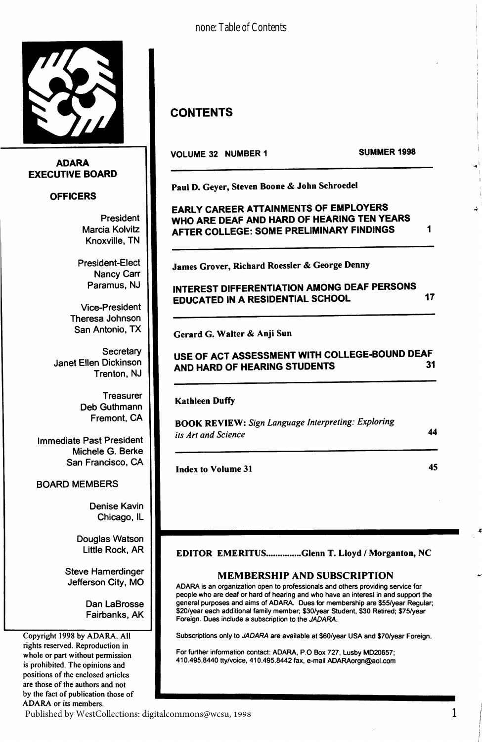# CONTENTS

VOLUME 32 NUMBER 1 SUMMER 1998

**Paul D. Geyer, Steven Boone & John Schroedel**

**EARLY CAREER ATTAINMENTS OF EMPLOYERS WHO ARE DEAF AND HARD OF HEARING TEN YEARS AFTER COLLEGE: SOME PRELIMINARY FINDINGS** 1

**James Grover, Richard Roessler & George Denny**

**INTEREST DIFFERENTIATION AMONG DEAF PERSONS EDUCATED IN A RESIDENTIAL SCHOOL** 17

**Gerard G. Walter & Anji Sun**

**USE OF ACT ASSESSMENT WITH COLLEGE-BOUND DEAF AND HARD OF HEARING STUDENTS** 31

**Kathleen Duffy**

**BOOK REVIEW:** *Sign Language Interpreting: Exploring its Art and Science* 44

**Index to Volume 31** 45

## ADARA EXECUTIVE BOARD

### OFFICERS

President
Marcia Kolvitz
Knoxville, TN

President-Elect
Nancy Carr
Paramus, NJ

Vice-President
Theresa Johnson
San Antonio, TX

Secretary
Janet Ellen Dickinson
Trenton, NJ

Treasurer
Deb Guthmann
Fremont, CA

Immediate Past President
Michele G. Berke
San Francisco, CA

### BOARD MEMBERS

Denise Kavin
Chicago, IL

Douglas Watson
Little Rock, AR

Steve Hamerdinger
Jefferson City, MO

Dan LaBrosse
Fairbanks, AK

Copyright 1998 by ADARA. All rights reserved. Reproduction in whole or part without permission is prohibited. The opinions and positions of the enclosed articles are those of the authors and not by the fact of publication those of ADARA or its members.

**EDITOR EMERITUS...............Glenn T. Lloyd / Morganton, NC**

## MEMBERSHIP AND SUBSCRIPTION

ADARA is an organization open to professionals and others providing service for people who are deaf or hard of hearing and who have an interest in and support the general purposes and aims of ADARA. Dues for membership are $55/year Regular; $20/year each additional family member; $30/year Student, $30 Retired; $75/year Foreign. Dues include a subscription to the *JADARA*.

Subscriptions only to *JADARA* are available at $60/year USA and $70/year Foreign.

For further information contact: ADARA, P.O Box 727, Lusby MD20657; 410.495.8440 tty/voice, 410.495.8442 fax, e-mail ADARAorgn@aol.com